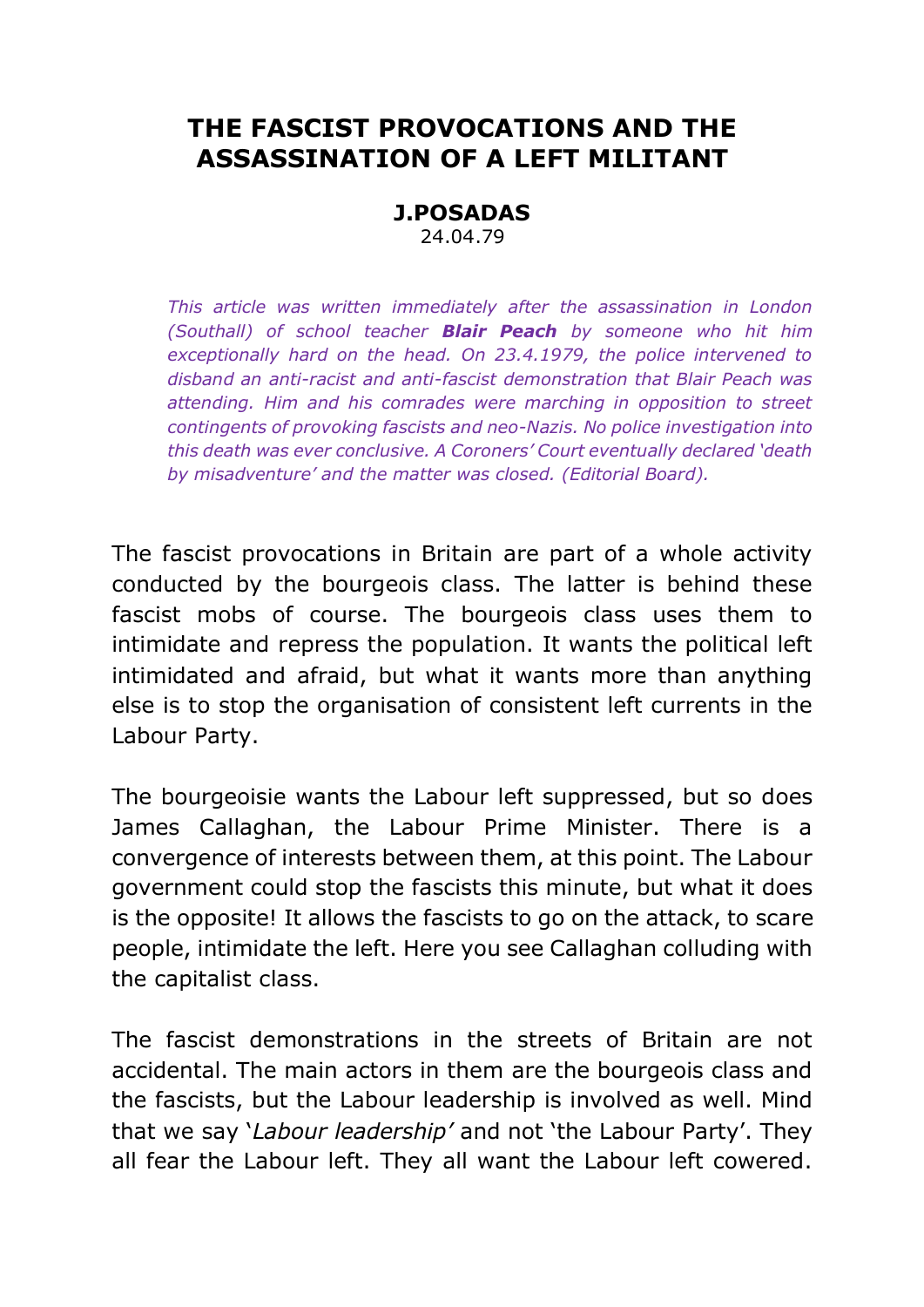# THE FASCIST PROVOCATIONS AND THE ASSASSINATION OF A LEFT MILITANT

**J.POSADAS**
24.04.79

*This article was written immediately after the assassination in London (Southall) of school teacher* ***Blair Peach*** *by someone who hit him exceptionally hard on the head. On 23.4.1979, the police intervened to disband an anti-racist and anti-fascist demonstration that Blair Peach was attending. Him and his comrades were marching in opposition to street contingents of provoking fascists and neo-Nazis. No police investigation into this death was ever conclusive. A Coroners' Court eventually declared 'death by misadventure' and the matter was closed. (Editorial Board).*

The fascist provocations in Britain are part of a whole activity conducted by the bourgeois class. The latter is behind these fascist mobs of course. The bourgeois class uses them to intimidate and repress the population. It wants the political left intimidated and afraid, but what it wants more than anything else is to stop the organisation of consistent left currents in the Labour Party.

The bourgeoisie wants the Labour left suppressed, but so does James Callaghan, the Labour Prime Minister. There is a convergence of interests between them, at this point. The Labour government could stop the fascists this minute, but what it does is the opposite! It allows the fascists to go on the attack, to scare people, intimidate the left. Here you see Callaghan colluding with the capitalist class.

The fascist demonstrations in the streets of Britain are not accidental. The main actors in them are the bourgeois class and the fascists, but the Labour leadership is involved as well. Mind that we say '*Labour leadership'* and not 'the Labour Party'. They all fear the Labour left. They all want the Labour left cowered.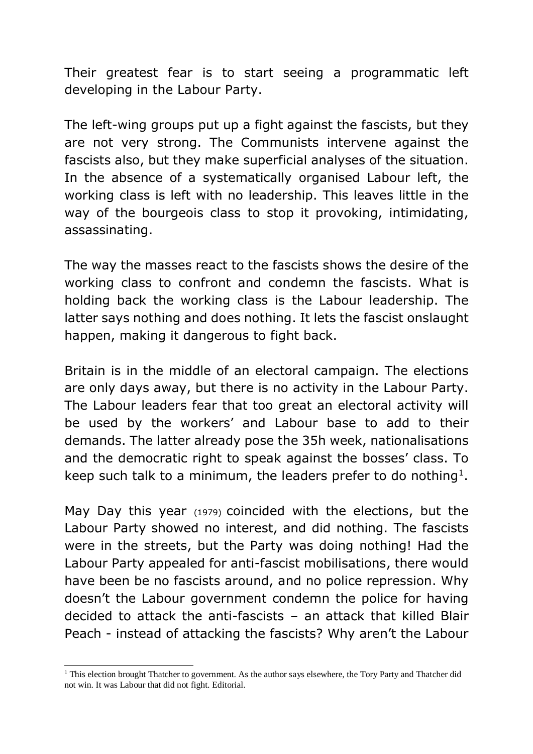Their greatest fear is to start seeing a programmatic left developing in the Labour Party.

The left-wing groups put up a fight against the fascists, but they are not very strong. The Communists intervene against the fascists also, but they make superficial analyses of the situation. In the absence of a systematically organised Labour left, the working class is left with no leadership. This leaves little in the way of the bourgeois class to stop it provoking, intimidating, assassinating.

The way the masses react to the fascists shows the desire of the working class to confront and condemn the fascists. What is holding back the working class is the Labour leadership. The latter says nothing and does nothing. It lets the fascist onslaught happen, making it dangerous to fight back.

Britain is in the middle of an electoral campaign. The elections are only days away, but there is no activity in the Labour Party. The Labour leaders fear that too great an electoral activity will be used by the workers' and Labour base to add to their demands. The latter already pose the 35h week, nationalisations and the democratic right to speak against the bosses' class. To keep such talk to a minimum, the leaders prefer to do nothing[1].

May Day this year (1979) coincided with the elections, but the Labour Party showed no interest, and did nothing. The fascists were in the streets, but the Party was doing nothing! Had the Labour Party appealed for anti-fascist mobilisations, there would have been be no fascists around, and no police repression. Why doesn't the Labour government condemn the police for having decided to attack the anti-fascists – an attack that killed Blair Peach - instead of attacking the fascists? Why aren't the Labour

[1] This election brought Thatcher to government. As the author says elsewhere, the Tory Party and Thatcher did not win. It was Labour that did not fight. Editorial.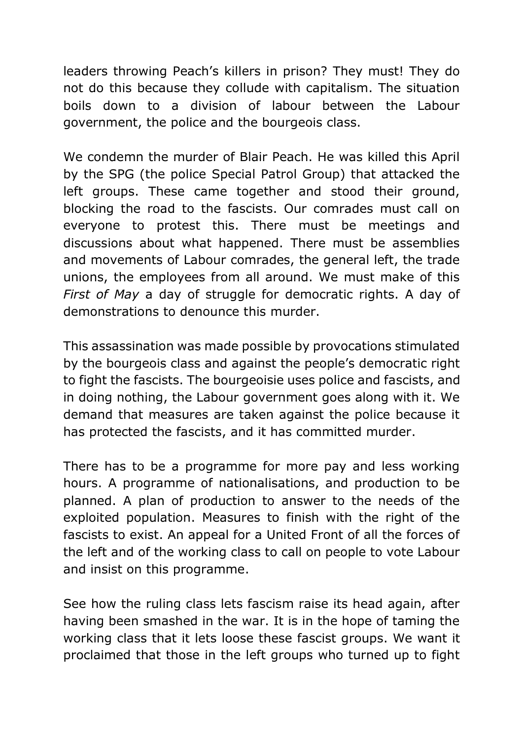leaders throwing Peach's killers in prison? They must! They do not do this because they collude with capitalism. The situation boils down to a division of labour between the Labour government, the police and the bourgeois class.

We condemn the murder of Blair Peach. He was killed this April by the SPG (the police Special Patrol Group) that attacked the left groups. These came together and stood their ground, blocking the road to the fascists. Our comrades must call on everyone to protest this. There must be meetings and discussions about what happened. There must be assemblies and movements of Labour comrades, the general left, the trade unions, the employees from all around. We must make of this *First of May* a day of struggle for democratic rights. A day of demonstrations to denounce this murder.

This assassination was made possible by provocations stimulated by the bourgeois class and against the people's democratic right to fight the fascists. The bourgeoisie uses police and fascists, and in doing nothing, the Labour government goes along with it. We demand that measures are taken against the police because it has protected the fascists, and it has committed murder.

There has to be a programme for more pay and less working hours. A programme of nationalisations, and production to be planned. A plan of production to answer to the needs of the exploited population. Measures to finish with the right of the fascists to exist. An appeal for a United Front of all the forces of the left and of the working class to call on people to vote Labour and insist on this programme.

See how the ruling class lets fascism raise its head again, after having been smashed in the war. It is in the hope of taming the working class that it lets loose these fascist groups. We want it proclaimed that those in the left groups who turned up to fight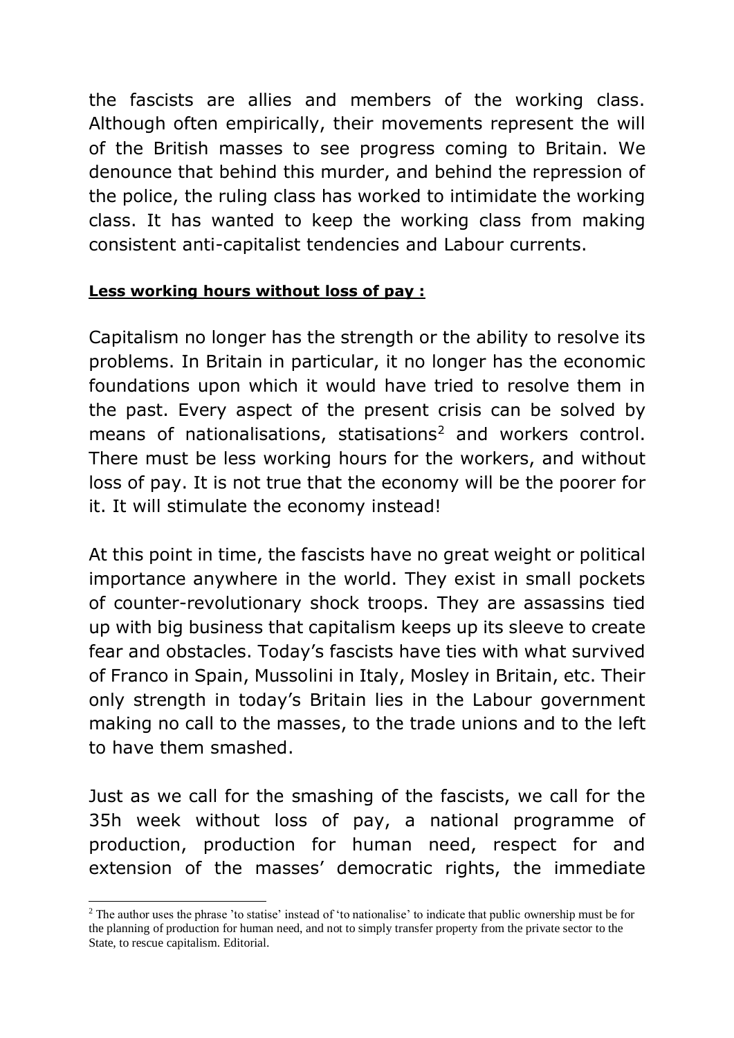the fascists are allies and members of the working class. Although often empirically, their movements represent the will of the British masses to see progress coming to Britain. We denounce that behind this murder, and behind the repression of the police, the ruling class has worked to intimidate the working class. It has wanted to keep the working class from making consistent anti-capitalist tendencies and Labour currents.

**Less working hours without loss of pay :**

Capitalism no longer has the strength or the ability to resolve its problems. In Britain in particular, it no longer has the economic foundations upon which it would have tried to resolve them in the past. Every aspect of the present crisis can be solved by means of nationalisations, statisations[2] and workers control. There must be less working hours for the workers, and without loss of pay. It is not true that the economy will be the poorer for it. It will stimulate the economy instead!

At this point in time, the fascists have no great weight or political importance anywhere in the world. They exist in small pockets of counter-revolutionary shock troops. They are assassins tied up with big business that capitalism keeps up its sleeve to create fear and obstacles. Today's fascists have ties with what survived of Franco in Spain, Mussolini in Italy, Mosley in Britain, etc. Their only strength in today's Britain lies in the Labour government making no call to the masses, to the trade unions and to the left to have them smashed.

Just as we call for the smashing of the fascists, we call for the 35h week without loss of pay, a national programme of production, production for human need, respect for and extension of the masses' democratic rights, the immediate

[2] The author uses the phrase 'to statise' instead of 'to nationalise' to indicate that public ownership must be for the planning of production for human need, and not to simply transfer property from the private sector to the State, to rescue capitalism. Editorial.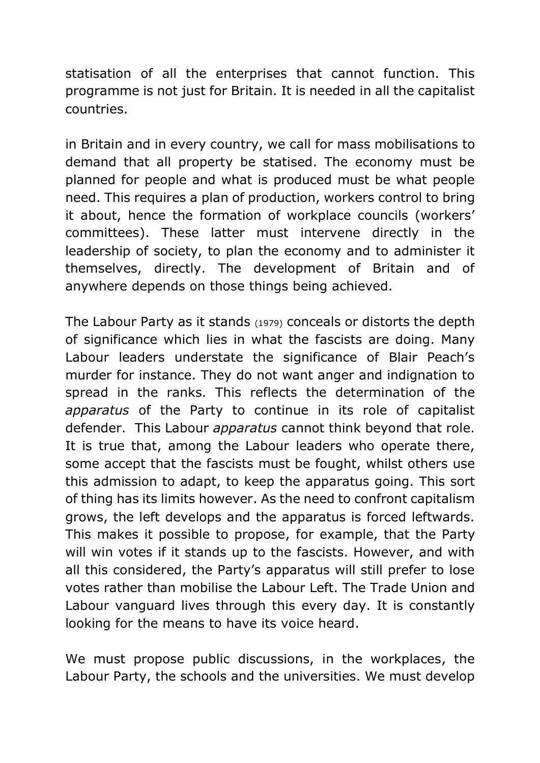statisation of all the enterprises that cannot function. This programme is not just for Britain. It is needed in all the capitalist countries.

in Britain and in every country, we call for mass mobilisations to demand that all property be statised. The economy must be planned for people and what is produced must be what people need. This requires a plan of production, workers control to bring it about, hence the formation of workplace councils (workers' committees). These latter must intervene directly in the leadership of society, to plan the economy and to administer it themselves, directly. The development of Britain and of anywhere depends on those things being achieved.

The Labour Party as it stands (1979) conceals or distorts the depth of significance which lies in what the fascists are doing. Many Labour leaders understate the significance of Blair Peach's murder for instance. They do not want anger and indignation to spread in the ranks. This reflects the determination of the *apparatus* of the Party to continue in its role of capitalist defender. This Labour *apparatus* cannot think beyond that role. It is true that, among the Labour leaders who operate there, some accept that the fascists must be fought, whilst others use this admission to adapt, to keep the apparatus going. This sort of thing has its limits however. As the need to confront capitalism grows, the left develops and the apparatus is forced leftwards. This makes it possible to propose, for example, that the Party will win votes if it stands up to the fascists. However, and with all this considered, the Party's apparatus will still prefer to lose votes rather than mobilise the Labour Left. The Trade Union and Labour vanguard lives through this every day. It is constantly looking for the means to have its voice heard.

We must propose public discussions, in the workplaces, the Labour Party, the schools and the universities. We must develop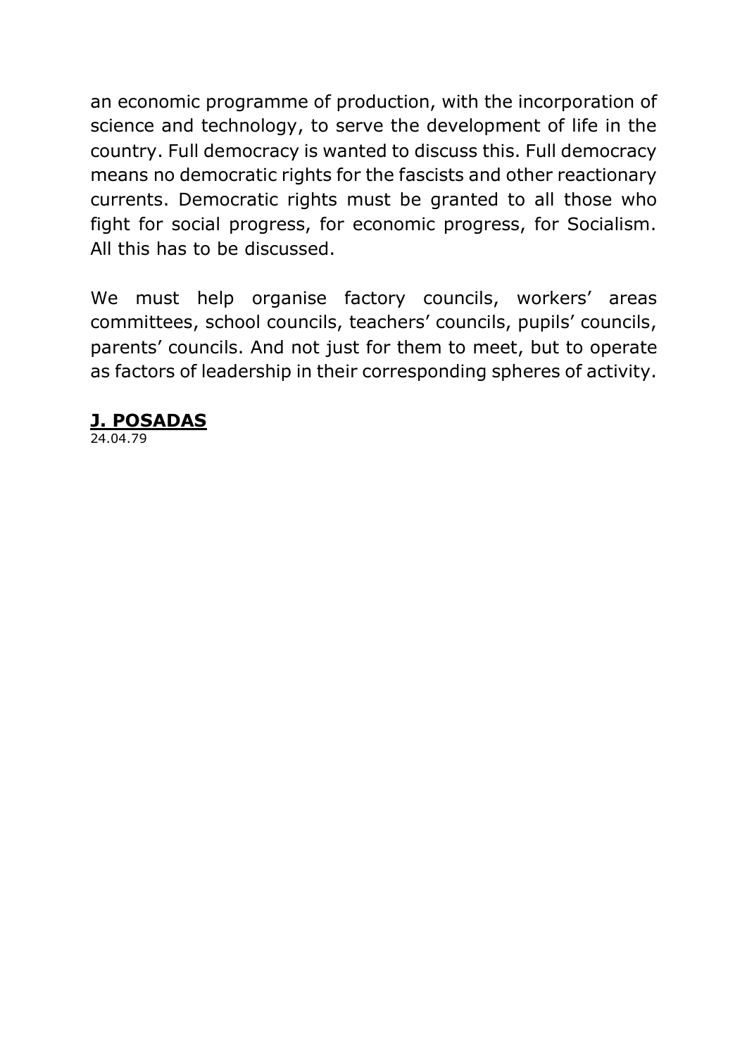an economic programme of production, with the incorporation of science and technology, to serve the development of life in the country. Full democracy is wanted to discuss this. Full democracy means no democratic rights for the fascists and other reactionary currents. Democratic rights must be granted to all those who fight for social progress, for economic progress, for Socialism. All this has to be discussed.

We must help organise factory councils, workers' areas committees, school councils, teachers' councils, pupils' councils, parents' councils. And not just for them to meet, but to operate as factors of leadership in their corresponding spheres of activity.

**J. POSADAS**
24.04.79